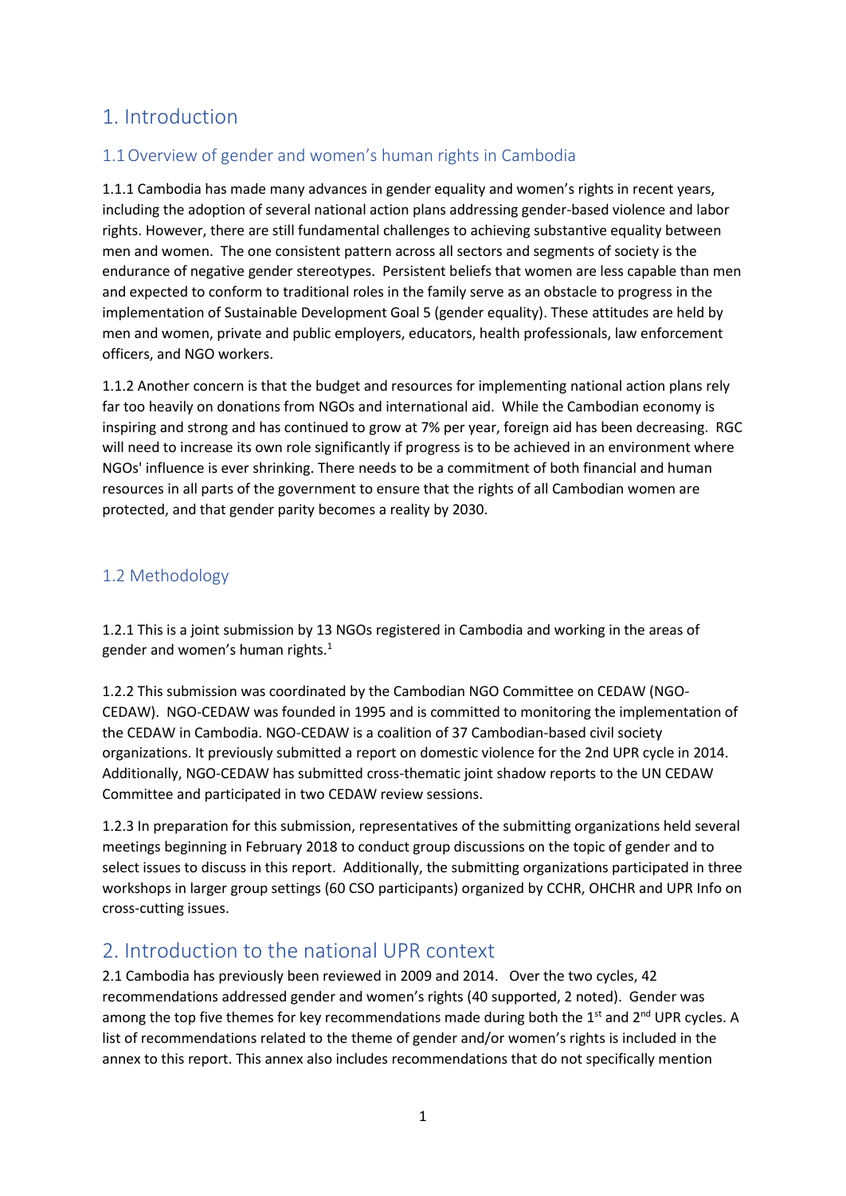# 1. Introduction

## 1.1 Overview of gender and women's human rights in Cambodia

1.1.1 Cambodia has made many advances in gender equality and women's rights in recent years, including the adoption of several national action plans addressing gender-based violence and labor rights. However, there are still fundamental challenges to achieving substantive equality between men and women. The one consistent pattern across all sectors and segments of society is the endurance of negative gender stereotypes. Persistent beliefs that women are less capable than men and expected to conform to traditional roles in the family serve as an obstacle to progress in the implementation of Sustainable Development Goal 5 (gender equality). These attitudes are held by men and women, private and public employers, educators, health professionals, law enforcement officers, and NGO workers.

1.1.2 Another concern is that the budget and resources for implementing national action plans rely far too heavily on donations from NGOs and international aid. While the Cambodian economy is inspiring and strong and has continued to grow at 7% per year, foreign aid has been decreasing. RGC will need to increase its own role significantly if progress is to be achieved in an environment where NGOs' influence is ever shrinking. There needs to be a commitment of both financial and human resources in all parts of the government to ensure that the rights of all Cambodian women are protected, and that gender parity becomes a reality by 2030.

## 1.2 Methodology

1.2.1 This is a joint submission by 13 NGOs registered in Cambodia and working in the areas of gender and women's human rights.[1]

1.2.2 This submission was coordinated by the Cambodian NGO Committee on CEDAW (NGO-CEDAW). NGO-CEDAW was founded in 1995 and is committed to monitoring the implementation of the CEDAW in Cambodia. NGO-CEDAW is a coalition of 37 Cambodian-based civil society organizations. It previously submitted a report on domestic violence for the 2nd UPR cycle in 2014. Additionally, NGO-CEDAW has submitted cross-thematic joint shadow reports to the UN CEDAW Committee and participated in two CEDAW review sessions.

1.2.3 In preparation for this submission, representatives of the submitting organizations held several meetings beginning in February 2018 to conduct group discussions on the topic of gender and to select issues to discuss in this report. Additionally, the submitting organizations participated in three workshops in larger group settings (60 CSO participants) organized by CCHR, OHCHR and UPR Info on cross-cutting issues.

# 2. Introduction to the national UPR context

2.1 Cambodia has previously been reviewed in 2009 and 2014. Over the two cycles, 42 recommendations addressed gender and women's rights (40 supported, 2 noted). Gender was among the top five themes for key recommendations made during both the 1st and 2nd UPR cycles. A list of recommendations related to the theme of gender and/or women's rights is included in the annex to this report. This annex also includes recommendations that do not specifically mention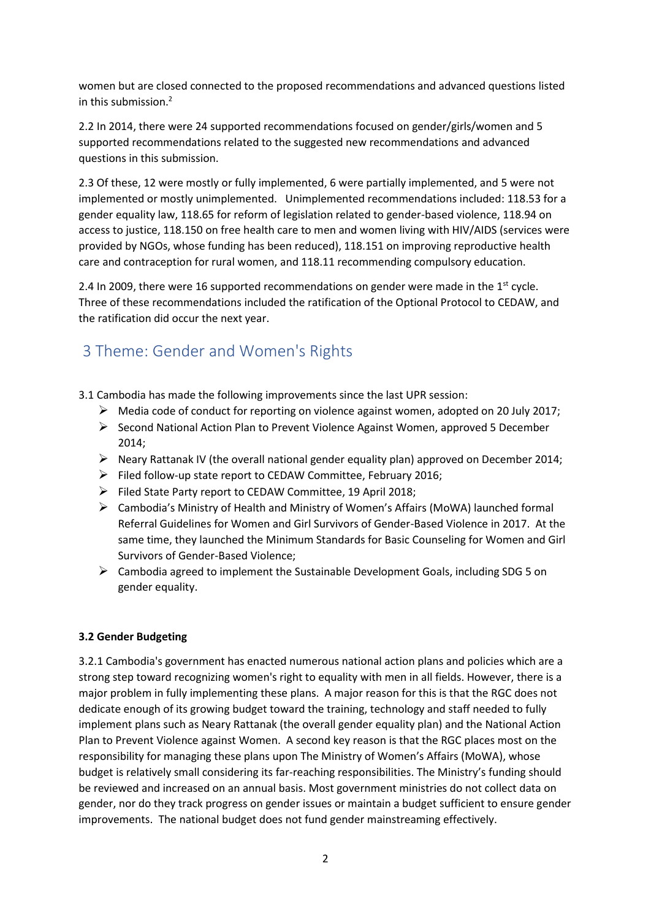women but are closed connected to the proposed recommendations and advanced questions listed in this submission.[2]

2.2 In 2014, there were 24 supported recommendations focused on gender/girls/women and 5 supported recommendations related to the suggested new recommendations and advanced questions in this submission.

2.3 Of these, 12 were mostly or fully implemented, 6 were partially implemented, and 5 were not implemented or mostly unimplemented. Unimplemented recommendations included: 118.53 for a gender equality law, 118.65 for reform of legislation related to gender-based violence, 118.94 on access to justice, 118.150 on free health care to men and women living with HIV/AIDS (services were provided by NGOs, whose funding has been reduced), 118.151 on improving reproductive health care and contraception for rural women, and 118.11 recommending compulsory education.

2.4 In 2009, there were 16 supported recommendations on gender were made in the 1st cycle. Three of these recommendations included the ratification of the Optional Protocol to CEDAW, and the ratification did occur the next year.

## 3 Theme: Gender and Women's Rights

3.1 Cambodia has made the following improvements since the last UPR session:

- Media code of conduct for reporting on violence against women, adopted on 20 July 2017;
- Second National Action Plan to Prevent Violence Against Women, approved 5 December 2014;
- Neary Rattanak IV (the overall national gender equality plan) approved on December 2014;
- Filed follow-up state report to CEDAW Committee, February 2016;
- Filed State Party report to CEDAW Committee, 19 April 2018;
- Cambodia's Ministry of Health and Ministry of Women's Affairs (MoWA) launched formal Referral Guidelines for Women and Girl Survivors of Gender-Based Violence in 2017. At the same time, they launched the Minimum Standards for Basic Counseling for Women and Girl Survivors of Gender-Based Violence;
- Cambodia agreed to implement the Sustainable Development Goals, including SDG 5 on gender equality.

**3.2 Gender Budgeting**

3.2.1 Cambodia's government has enacted numerous national action plans and policies which are a strong step toward recognizing women's right to equality with men in all fields. However, there is a major problem in fully implementing these plans. A major reason for this is that the RGC does not dedicate enough of its growing budget toward the training, technology and staff needed to fully implement plans such as Neary Rattanak (the overall gender equality plan) and the National Action Plan to Prevent Violence against Women. A second key reason is that the RGC places most on the responsibility for managing these plans upon The Ministry of Women's Affairs (MoWA), whose budget is relatively small considering its far-reaching responsibilities. The Ministry's funding should be reviewed and increased on an annual basis. Most government ministries do not collect data on gender, nor do they track progress on gender issues or maintain a budget sufficient to ensure gender improvements. The national budget does not fund gender mainstreaming effectively.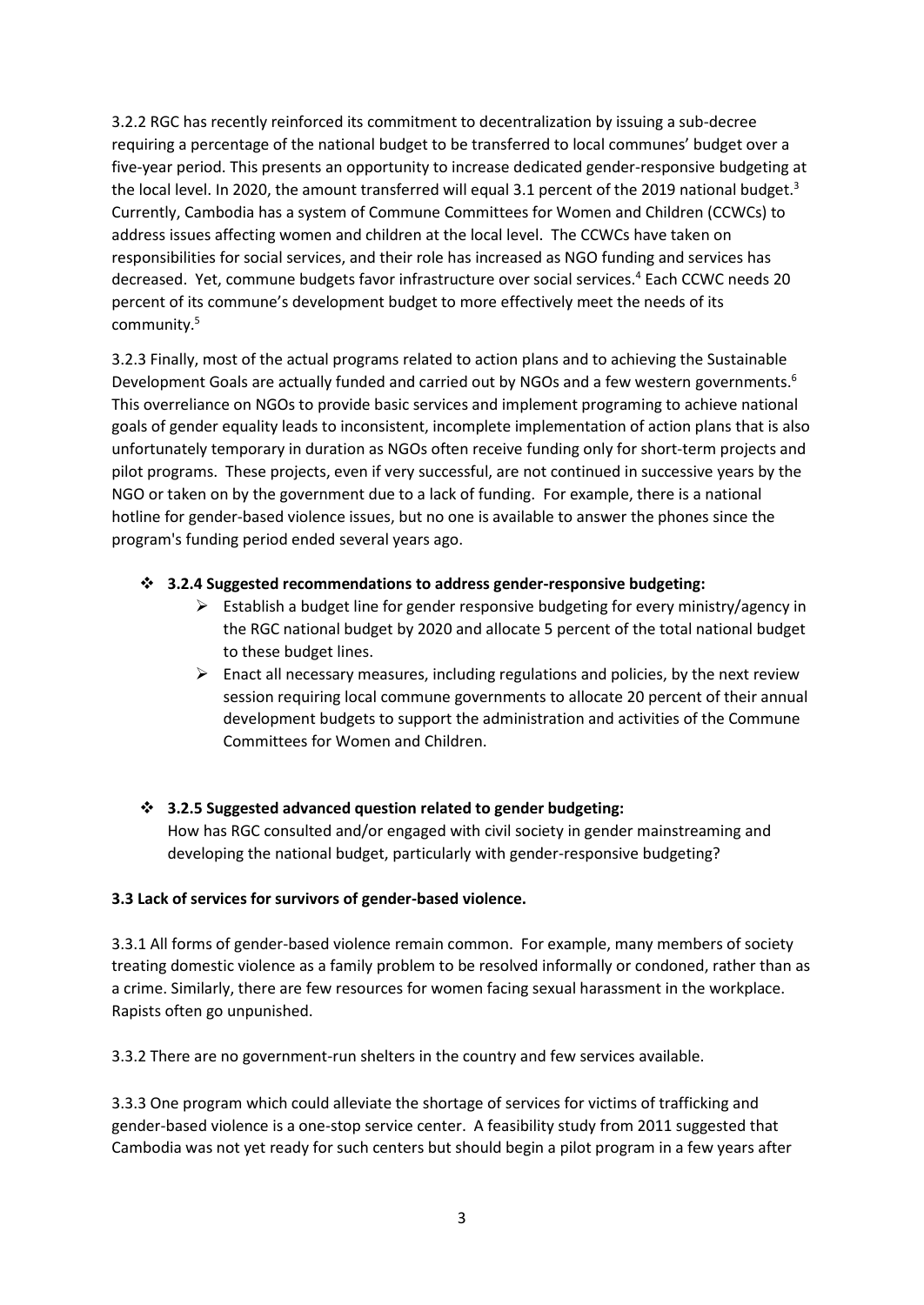3.2.2 RGC has recently reinforced its commitment to decentralization by issuing a sub-decree requiring a percentage of the national budget to be transferred to local communes' budget over a five-year period. This presents an opportunity to increase dedicated gender-responsive budgeting at the local level. In 2020, the amount transferred will equal 3.1 percent of the 2019 national budget.[3] Currently, Cambodia has a system of Commune Committees for Women and Children (CCWCs) to address issues affecting women and children at the local level. The CCWCs have taken on responsibilities for social services, and their role has increased as NGO funding and services has decreased. Yet, commune budgets favor infrastructure over social services.[4] Each CCWC needs 20 percent of its commune's development budget to more effectively meet the needs of its community.[5]

3.2.3 Finally, most of the actual programs related to action plans and to achieving the Sustainable Development Goals are actually funded and carried out by NGOs and a few western governments.[6] This overreliance on NGOs to provide basic services and implement programing to achieve national goals of gender equality leads to inconsistent, incomplete implementation of action plans that is also unfortunately temporary in duration as NGOs often receive funding only for short-term projects and pilot programs. These projects, even if very successful, are not continued in successive years by the NGO or taken on by the government due to a lack of funding. For example, there is a national hotline for gender-based violence issues, but no one is available to answer the phones since the program's funding period ended several years ago.

- **3.2.4 Suggested recommendations to address gender-responsive budgeting:**
  - Establish a budget line for gender responsive budgeting for every ministry/agency in the RGC national budget by 2020 and allocate 5 percent of the total national budget to these budget lines.
  - Enact all necessary measures, including regulations and policies, by the next review session requiring local commune governments to allocate 20 percent of their annual development budgets to support the administration and activities of the Commune Committees for Women and Children.

- **3.2.5 Suggested advanced question related to gender budgeting:**
  How has RGC consulted and/or engaged with civil society in gender mainstreaming and developing the national budget, particularly with gender-responsive budgeting?

**3.3 Lack of services for survivors of gender-based violence.**

3.3.1 All forms of gender-based violence remain common. For example, many members of society treating domestic violence as a family problem to be resolved informally or condoned, rather than as a crime. Similarly, there are few resources for women facing sexual harassment in the workplace. Rapists often go unpunished.

3.3.2 There are no government-run shelters in the country and few services available.

3.3.3 One program which could alleviate the shortage of services for victims of trafficking and gender-based violence is a one-stop service center. A feasibility study from 2011 suggested that Cambodia was not yet ready for such centers but should begin a pilot program in a few years after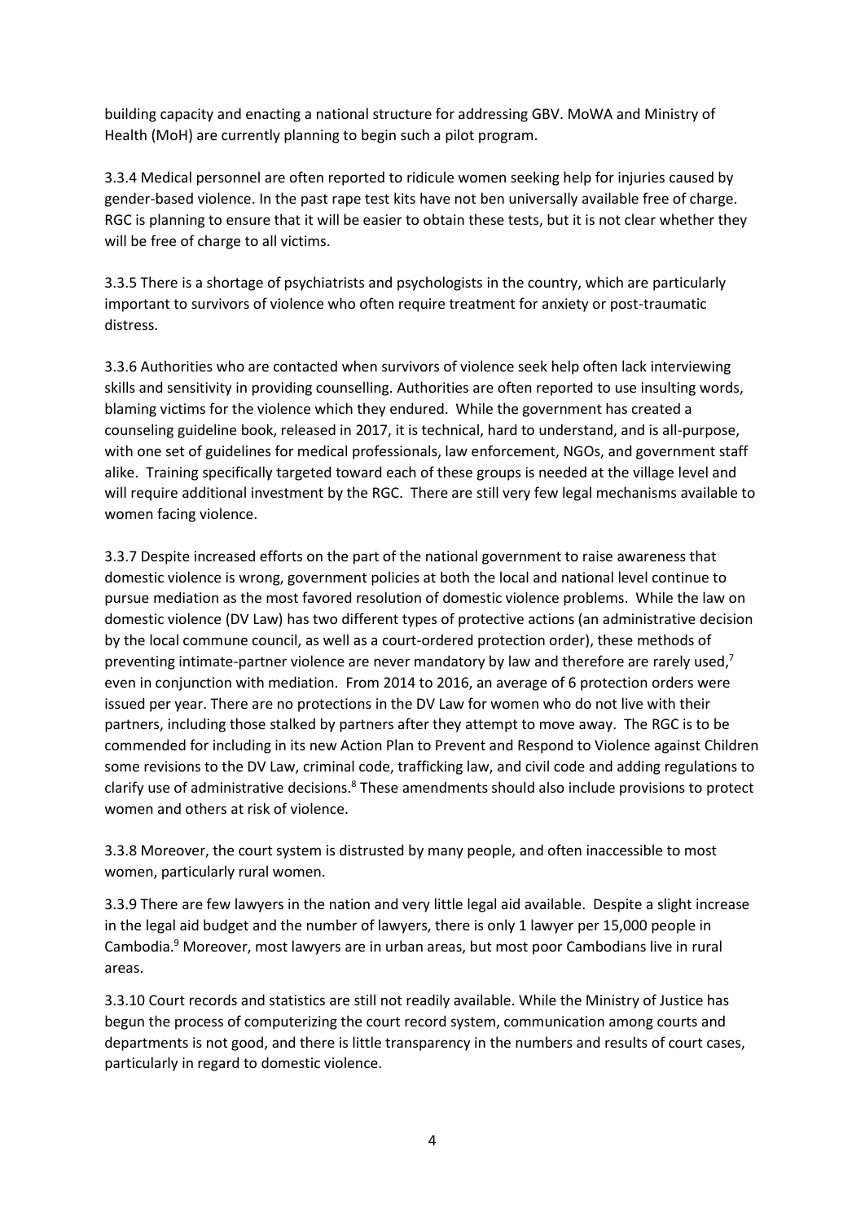building capacity and enacting a national structure for addressing GBV. MoWA and Ministry of Health (MoH) are currently planning to begin such a pilot program.

3.3.4 Medical personnel are often reported to ridicule women seeking help for injuries caused by gender-based violence. In the past rape test kits have not ben universally available free of charge. RGC is planning to ensure that it will be easier to obtain these tests, but it is not clear whether they will be free of charge to all victims.

3.3.5 There is a shortage of psychiatrists and psychologists in the country, which are particularly important to survivors of violence who often require treatment for anxiety or post-traumatic distress.

3.3.6 Authorities who are contacted when survivors of violence seek help often lack interviewing skills and sensitivity in providing counselling. Authorities are often reported to use insulting words, blaming victims for the violence which they endured. While the government has created a counseling guideline book, released in 2017, it is technical, hard to understand, and is all-purpose, with one set of guidelines for medical professionals, law enforcement, NGOs, and government staff alike. Training specifically targeted toward each of these groups is needed at the village level and will require additional investment by the RGC. There are still very few legal mechanisms available to women facing violence.

3.3.7 Despite increased efforts on the part of the national government to raise awareness that domestic violence is wrong, government policies at both the local and national level continue to pursue mediation as the most favored resolution of domestic violence problems. While the law on domestic violence (DV Law) has two different types of protective actions (an administrative decision by the local commune council, as well as a court-ordered protection order), these methods of preventing intimate-partner violence are never mandatory by law and therefore are rarely used,[7] even in conjunction with mediation. From 2014 to 2016, an average of 6 protection orders were issued per year. There are no protections in the DV Law for women who do not live with their partners, including those stalked by partners after they attempt to move away. The RGC is to be commended for including in its new Action Plan to Prevent and Respond to Violence against Children some revisions to the DV Law, criminal code, trafficking law, and civil code and adding regulations to clarify use of administrative decisions.[8] These amendments should also include provisions to protect women and others at risk of violence.

3.3.8 Moreover, the court system is distrusted by many people, and often inaccessible to most women, particularly rural women.

3.3.9 There are few lawyers in the nation and very little legal aid available. Despite a slight increase in the legal aid budget and the number of lawyers, there is only 1 lawyer per 15,000 people in Cambodia.[9] Moreover, most lawyers are in urban areas, but most poor Cambodians live in rural areas.

3.3.10 Court records and statistics are still not readily available. While the Ministry of Justice has begun the process of computerizing the court record system, communication among courts and departments is not good, and there is little transparency in the numbers and results of court cases, particularly in regard to domestic violence.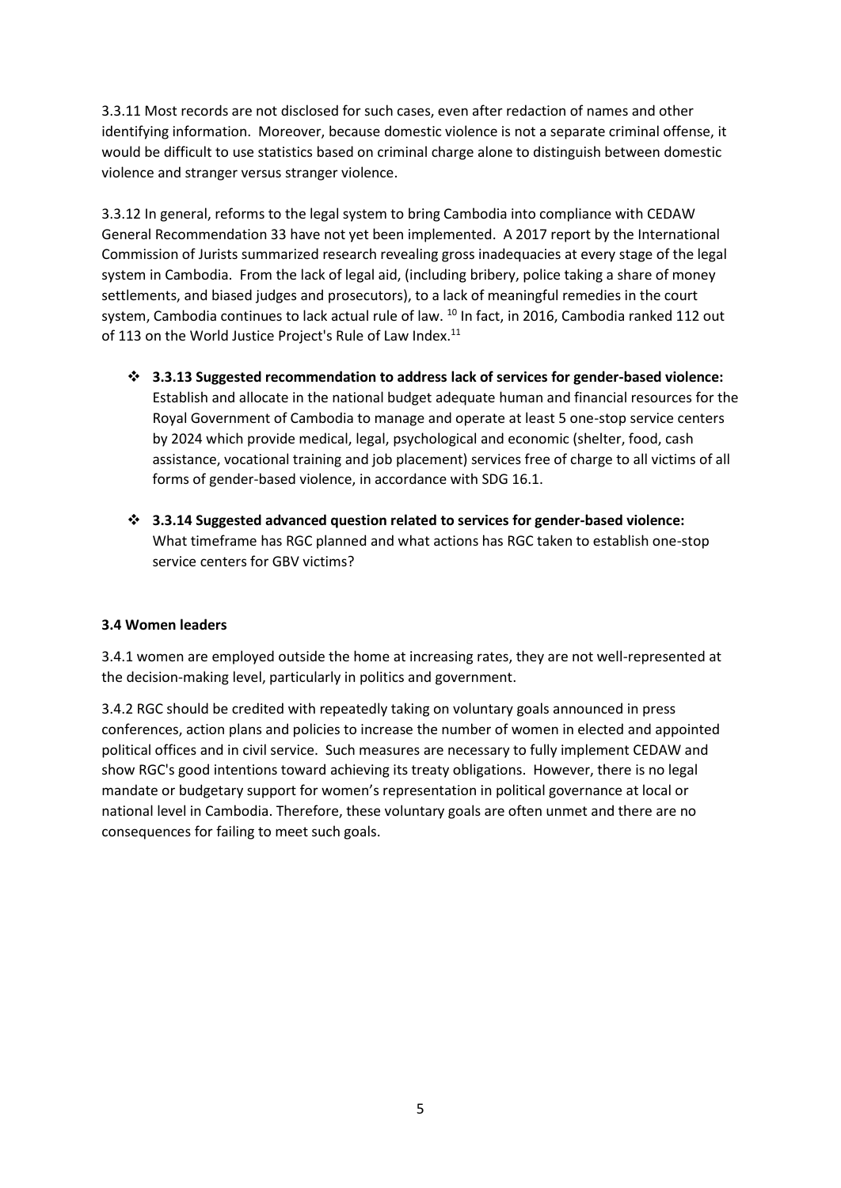3.3.11 Most records are not disclosed for such cases, even after redaction of names and other identifying information. Moreover, because domestic violence is not a separate criminal offense, it would be difficult to use statistics based on criminal charge alone to distinguish between domestic violence and stranger versus stranger violence.

3.3.12 In general, reforms to the legal system to bring Cambodia into compliance with CEDAW General Recommendation 33 have not yet been implemented. A 2017 report by the International Commission of Jurists summarized research revealing gross inadequacies at every stage of the legal system in Cambodia. From the lack of legal aid, (including bribery, police taking a share of money settlements, and biased judges and prosecutors), to a lack of meaningful remedies in the court system, Cambodia continues to lack actual rule of law. [10] In fact, in 2016, Cambodia ranked 112 out of 113 on the World Justice Project's Rule of Law Index.[11]

- **3.3.13 Suggested recommendation to address lack of services for gender-based violence:** Establish and allocate in the national budget adequate human and financial resources for the Royal Government of Cambodia to manage and operate at least 5 one-stop service centers by 2024 which provide medical, legal, psychological and economic (shelter, food, cash assistance, vocational training and job placement) services free of charge to all victims of all forms of gender-based violence, in accordance with SDG 16.1.

- **3.3.14 Suggested advanced question related to services for gender-based violence:** What timeframe has RGC planned and what actions has RGC taken to establish one-stop service centers for GBV victims?

### 3.4 Women leaders

3.4.1 women are employed outside the home at increasing rates, they are not well-represented at the decision-making level, particularly in politics and government.

3.4.2 RGC should be credited with repeatedly taking on voluntary goals announced in press conferences, action plans and policies to increase the number of women in elected and appointed political offices and in civil service. Such measures are necessary to fully implement CEDAW and show RGC's good intentions toward achieving its treaty obligations. However, there is no legal mandate or budgetary support for women's representation in political governance at local or national level in Cambodia. Therefore, these voluntary goals are often unmet and there are no consequences for failing to meet such goals.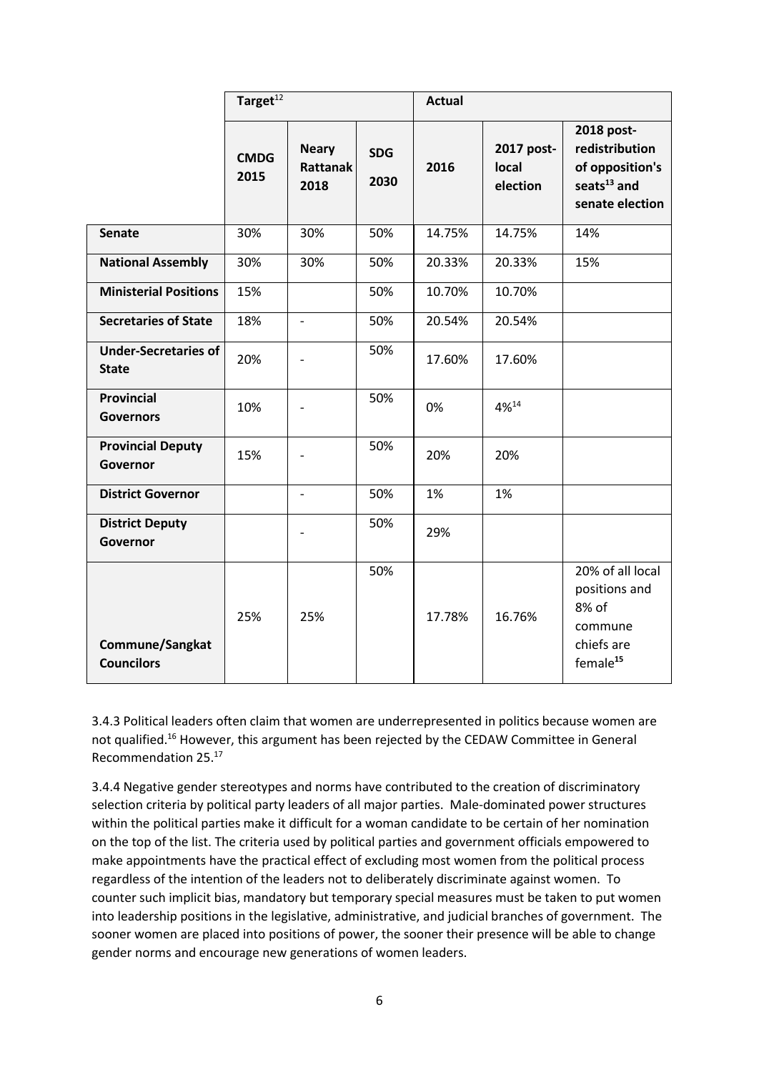| | Target[12] | | | Actual | | |
|---|---|---|---|---|---|---|
| | CMDG 2015 | Neary Rattanak 2018 | SDG 2030 | 2016 | 2017 post-local election | 2018 post-redistribution of opposition's seats[13] and senate election |
| **Senate** | 30% | 30% | 50% | 14.75% | 14.75% | 14% |
| **National Assembly** | 30% | 30% | 50% | 20.33% | 20.33% | 15% |
| **Ministerial Positions** | 15% | | 50% | 10.70% | 10.70% | |
| **Secretaries of State** | 18% | - | 50% | 20.54% | 20.54% | |
| **Under-Secretaries of State** | 20% | - | 50% | 17.60% | 17.60% | |
| **Provincial Governors** | 10% | - | 50% | 0% | 4%[14] | |
| **Provincial Deputy Governor** | 15% | - | 50% | 20% | 20% | |
| **District Governor** | | - | 50% | 1% | 1% | |
| **District Deputy Governor** | | - | 50% | 29% | | |
| **Commune/Sangkat Councilors** | 25% | 25% | 50% | 17.78% | 16.76% | 20% of all local positions and 8% of commune chiefs are female[15] |

3.4.3 Political leaders often claim that women are underrepresented in politics because women are not qualified.[16] However, this argument has been rejected by the CEDAW Committee in General Recommendation 25.[17]

3.4.4 Negative gender stereotypes and norms have contributed to the creation of discriminatory selection criteria by political party leaders of all major parties. Male-dominated power structures within the political parties make it difficult for a woman candidate to be certain of her nomination on the top of the list. The criteria used by political parties and government officials empowered to make appointments have the practical effect of excluding most women from the political process regardless of the intention of the leaders not to deliberately discriminate against women. To counter such implicit bias, mandatory but temporary special measures must be taken to put women into leadership positions in the legislative, administrative, and judicial branches of government. The sooner women are placed into positions of power, the sooner their presence will be able to change gender norms and encourage new generations of women leaders.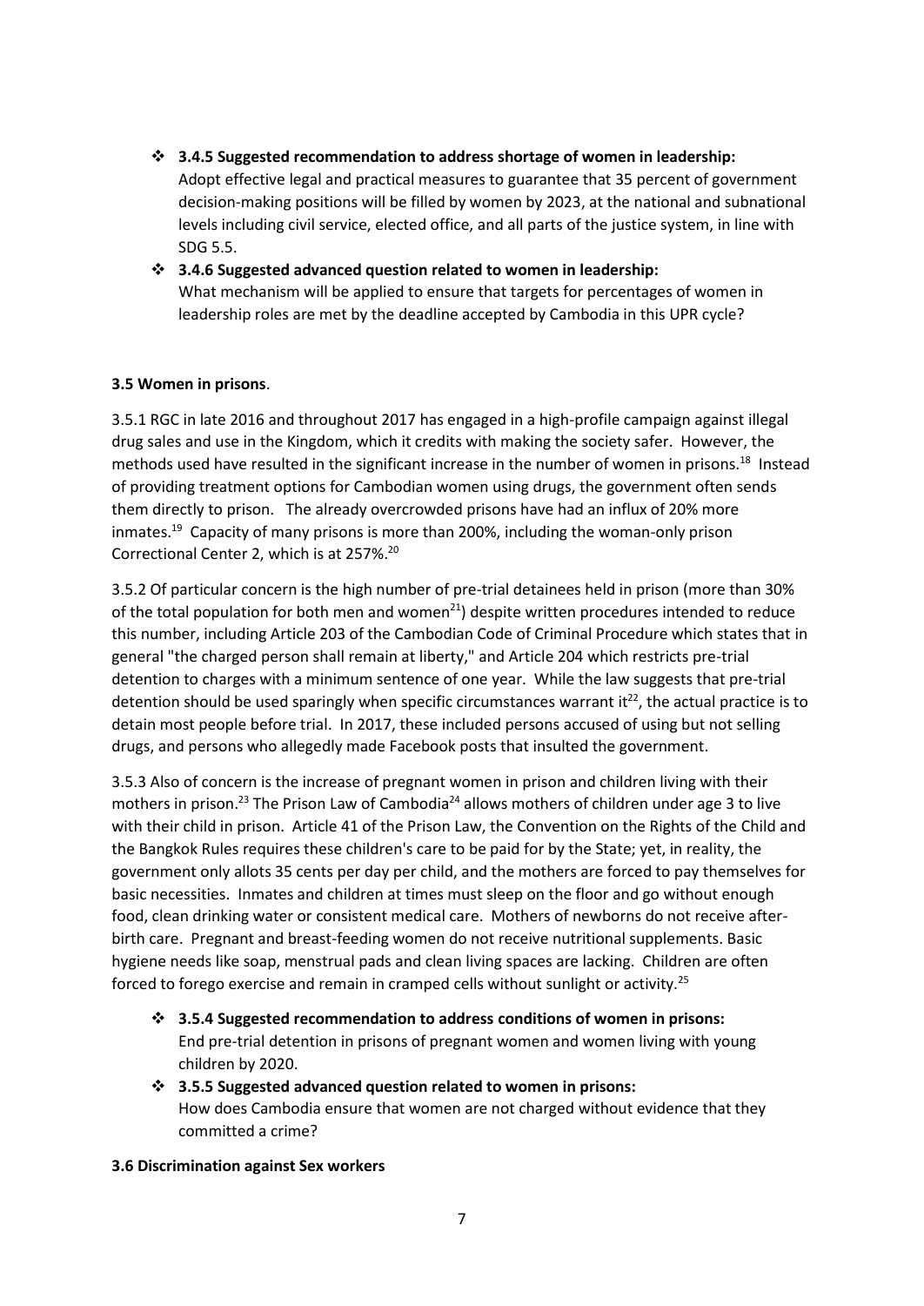- ❖ **3.4.5 Suggested recommendation to address shortage of women in leadership:**
  Adopt effective legal and practical measures to guarantee that 35 percent of government decision-making positions will be filled by women by 2023, at the national and subnational levels including civil service, elected office, and all parts of the justice system, in line with SDG 5.5.
- ❖ **3.4.6 Suggested advanced question related to women in leadership:**
  What mechanism will be applied to ensure that targets for percentages of women in leadership roles are met by the deadline accepted by Cambodia in this UPR cycle?

**3.5 Women in prisons**.

3.5.1 RGC in late 2016 and throughout 2017 has engaged in a high-profile campaign against illegal drug sales and use in the Kingdom, which it credits with making the society safer. However, the methods used have resulted in the significant increase in the number of women in prisons.[18] Instead of providing treatment options for Cambodian women using drugs, the government often sends them directly to prison. The already overcrowded prisons have had an influx of 20% more inmates.[19] Capacity of many prisons is more than 200%, including the woman-only prison Correctional Center 2, which is at 257%.[20]

3.5.2 Of particular concern is the high number of pre-trial detainees held in prison (more than 30% of the total population for both men and women[21]) despite written procedures intended to reduce this number, including Article 203 of the Cambodian Code of Criminal Procedure which states that in general "the charged person shall remain at liberty," and Article 204 which restricts pre-trial detention to charges with a minimum sentence of one year. While the law suggests that pre-trial detention should be used sparingly when specific circumstances warrant it[22], the actual practice is to detain most people before trial. In 2017, these included persons accused of using but not selling drugs, and persons who allegedly made Facebook posts that insulted the government.

3.5.3 Also of concern is the increase of pregnant women in prison and children living with their mothers in prison.[23] The Prison Law of Cambodia[24] allows mothers of children under age 3 to live with their child in prison. Article 41 of the Prison Law, the Convention on the Rights of the Child and the Bangkok Rules requires these children's care to be paid for by the State; yet, in reality, the government only allots 35 cents per day per child, and the mothers are forced to pay themselves for basic necessities. Inmates and children at times must sleep on the floor and go without enough food, clean drinking water or consistent medical care. Mothers of newborns do not receive after-birth care. Pregnant and breast-feeding women do not receive nutritional supplements. Basic hygiene needs like soap, menstrual pads and clean living spaces are lacking. Children are often forced to forego exercise and remain in cramped cells without sunlight or activity.[25]

- ❖ **3.5.4 Suggested recommendation to address conditions of women in prisons:**
  End pre-trial detention in prisons of pregnant women and women living with young children by 2020.
- ❖ **3.5.5 Suggested advanced question related to women in prisons:**
  How does Cambodia ensure that women are not charged without evidence that they committed a crime?

**3.6 Discrimination against Sex workers**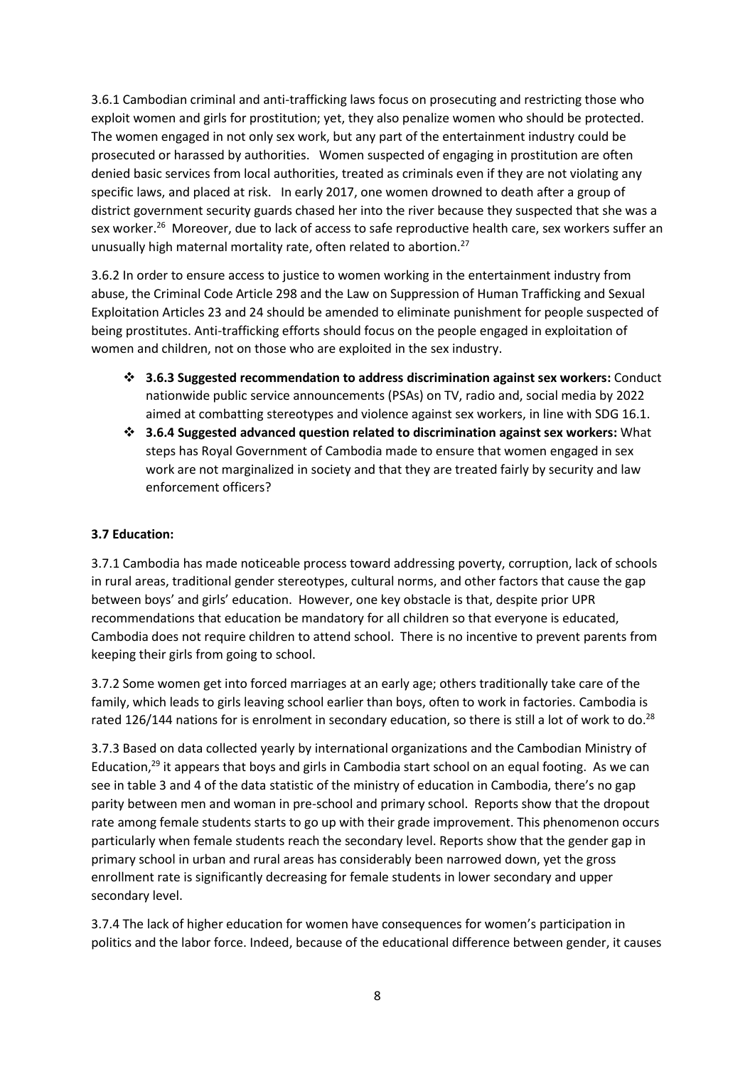3.6.1 Cambodian criminal and anti-trafficking laws focus on prosecuting and restricting those who exploit women and girls for prostitution; yet, they also penalize women who should be protected. The women engaged in not only sex work, but any part of the entertainment industry could be prosecuted or harassed by authorities. Women suspected of engaging in prostitution are often denied basic services from local authorities, treated as criminals even if they are not violating any specific laws, and placed at risk. In early 2017, one women drowned to death after a group of district government security guards chased her into the river because they suspected that she was a sex worker.[26] Moreover, due to lack of access to safe reproductive health care, sex workers suffer an unusually high maternal mortality rate, often related to abortion.[27]

3.6.2 In order to ensure access to justice to women working in the entertainment industry from abuse, the Criminal Code Article 298 and the Law on Suppression of Human Trafficking and Sexual Exploitation Articles 23 and 24 should be amended to eliminate punishment for people suspected of being prostitutes. Anti-trafficking efforts should focus on the people engaged in exploitation of women and children, not on those who are exploited in the sex industry.

- **3.6.3 Suggested recommendation to address discrimination against sex workers:** Conduct nationwide public service announcements (PSAs) on TV, radio and, social media by 2022 aimed at combatting stereotypes and violence against sex workers, in line with SDG 16.1.
- **3.6.4 Suggested advanced question related to discrimination against sex workers:** What steps has Royal Government of Cambodia made to ensure that women engaged in sex work are not marginalized in society and that they are treated fairly by security and law enforcement officers?

**3.7 Education:**

3.7.1 Cambodia has made noticeable process toward addressing poverty, corruption, lack of schools in rural areas, traditional gender stereotypes, cultural norms, and other factors that cause the gap between boys' and girls' education. However, one key obstacle is that, despite prior UPR recommendations that education be mandatory for all children so that everyone is educated, Cambodia does not require children to attend school. There is no incentive to prevent parents from keeping their girls from going to school.

3.7.2 Some women get into forced marriages at an early age; others traditionally take care of the family, which leads to girls leaving school earlier than boys, often to work in factories. Cambodia is rated 126/144 nations for is enrolment in secondary education, so there is still a lot of work to do.[28]

3.7.3 Based on data collected yearly by international organizations and the Cambodian Ministry of Education,[29] it appears that boys and girls in Cambodia start school on an equal footing. As we can see in table 3 and 4 of the data statistic of the ministry of education in Cambodia, there's no gap parity between men and woman in pre-school and primary school. Reports show that the dropout rate among female students starts to go up with their grade improvement. This phenomenon occurs particularly when female students reach the secondary level. Reports show that the gender gap in primary school in urban and rural areas has considerably been narrowed down, yet the gross enrollment rate is significantly decreasing for female students in lower secondary and upper secondary level.

3.7.4 The lack of higher education for women have consequences for women's participation in politics and the labor force. Indeed, because of the educational difference between gender, it causes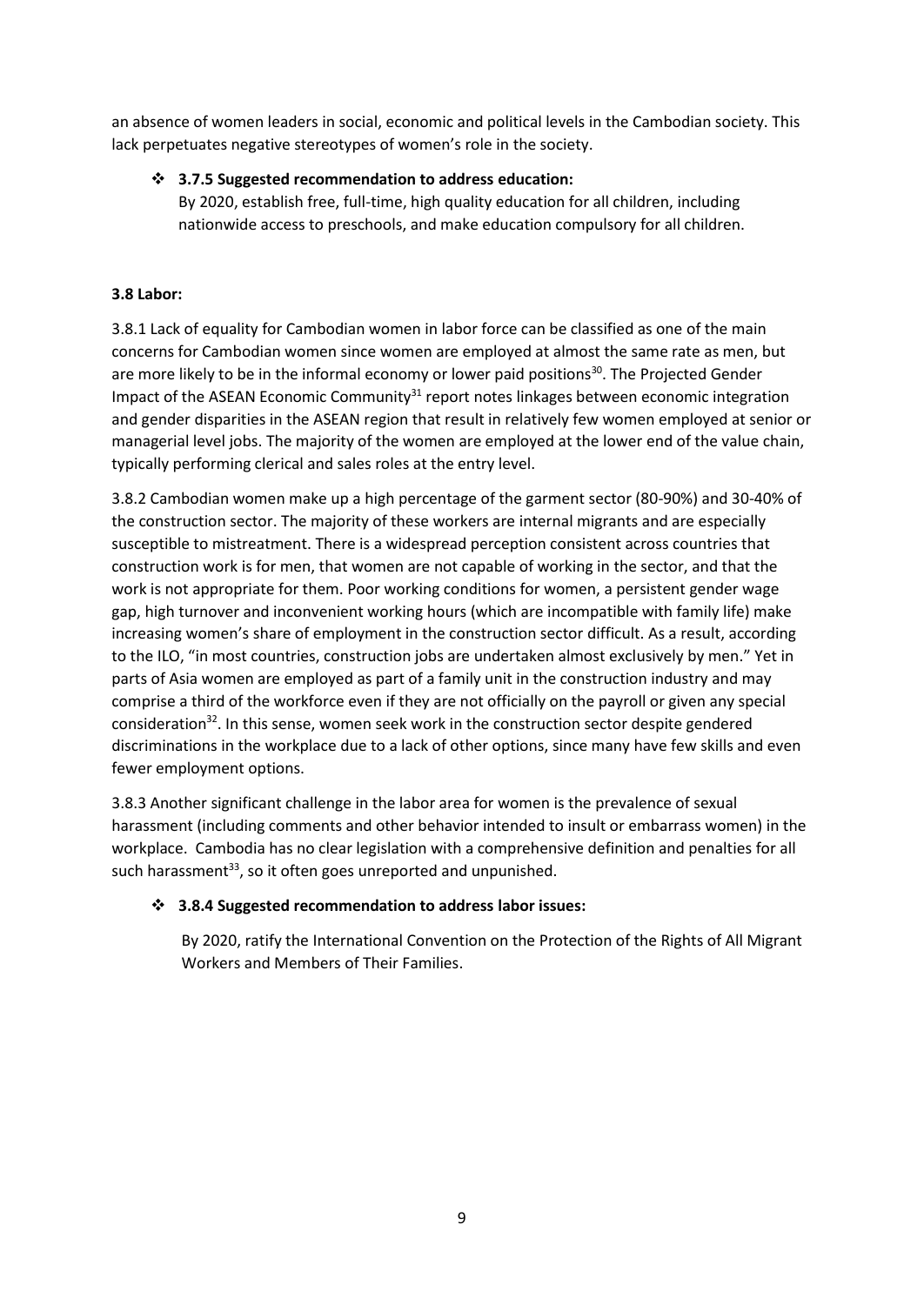an absence of women leaders in social, economic and political levels in the Cambodian society. This lack perpetuates negative stereotypes of women's role in the society.

- ❖ **3.7.5 Suggested recommendation to address education:**
  By 2020, establish free, full-time, high quality education for all children, including nationwide access to preschools, and make education compulsory for all children.

**3.8 Labor:**

3.8.1 Lack of equality for Cambodian women in labor force can be classified as one of the main concerns for Cambodian women since women are employed at almost the same rate as men, but are more likely to be in the informal economy or lower paid positions[30]. The Projected Gender Impact of the ASEAN Economic Community[31] report notes linkages between economic integration and gender disparities in the ASEAN region that result in relatively few women employed at senior or managerial level jobs. The majority of the women are employed at the lower end of the value chain, typically performing clerical and sales roles at the entry level.

3.8.2 Cambodian women make up a high percentage of the garment sector (80-90%) and 30-40% of the construction sector. The majority of these workers are internal migrants and are especially susceptible to mistreatment. There is a widespread perception consistent across countries that construction work is for men, that women are not capable of working in the sector, and that the work is not appropriate for them. Poor working conditions for women, a persistent gender wage gap, high turnover and inconvenient working hours (which are incompatible with family life) make increasing women's share of employment in the construction sector difficult. As a result, according to the ILO, "in most countries, construction jobs are undertaken almost exclusively by men." Yet in parts of Asia women are employed as part of a family unit in the construction industry and may comprise a third of the workforce even if they are not officially on the payroll or given any special consideration[32]. In this sense, women seek work in the construction sector despite gendered discriminations in the workplace due to a lack of other options, since many have few skills and even fewer employment options.

3.8.3 Another significant challenge in the labor area for women is the prevalence of sexual harassment (including comments and other behavior intended to insult or embarrass women) in the workplace. Cambodia has no clear legislation with a comprehensive definition and penalties for all such harassment[33], so it often goes unreported and unpunished.

- ❖ **3.8.4 Suggested recommendation to address labor issues:**
  By 2020, ratify the International Convention on the Protection of the Rights of All Migrant Workers and Members of Their Families.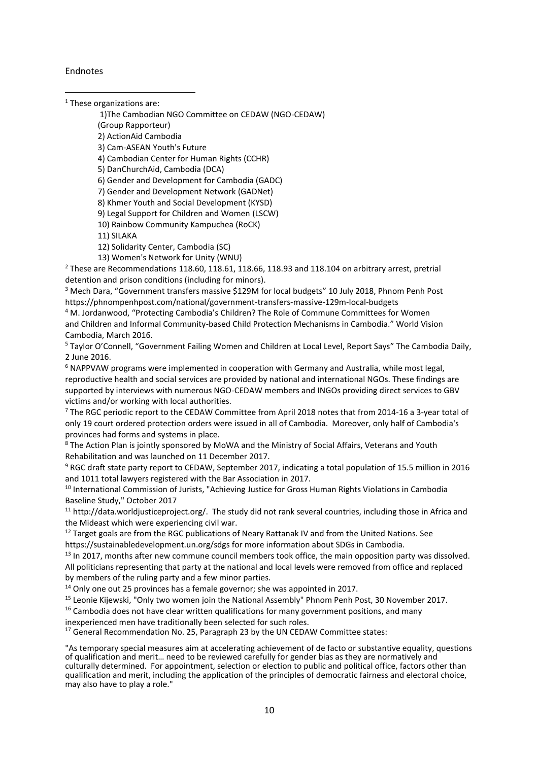Endnotes

[1] These organizations are:

1)The Cambodian NGO Committee on CEDAW (NGO-CEDAW) (Group Rapporteur)
2) ActionAid Cambodia
3) Cam-ASEAN Youth's Future
4) Cambodian Center for Human Rights (CCHR)
5) DanChurchAid, Cambodia (DCA)
6) Gender and Development for Cambodia (GADC)
7) Gender and Development Network (GADNet)
8) Khmer Youth and Social Development (KYSD)
9) Legal Support for Children and Women (LSCW)
10) Rainbow Community Kampuchea (RoCK)
11) SILAKA
12) Solidarity Center, Cambodia (SC)
13) Women's Network for Unity (WNU)

[2] These are Recommendations 118.60, 118.61, 118.66, 118.93 and 118.104 on arbitrary arrest, pretrial detention and prison conditions (including for minors).

[3] Mech Dara, "Government transfers massive $129M for local budgets" 10 July 2018, Phnom Penh Post https://phnompenhpost.com/national/government-transfers-massive-129m-local-budgets

[4] M. Jordanwood, "Protecting Cambodia's Children? The Role of Commune Committees for Women and Children and Informal Community-based Child Protection Mechanisms in Cambodia." World Vision Cambodia, March 2016.

[5] Taylor O'Connell, "Government Failing Women and Children at Local Level, Report Says" The Cambodia Daily, 2 June 2016.

[6] NAPPVAW programs were implemented in cooperation with Germany and Australia, while most legal, reproductive health and social services are provided by national and international NGOs. These findings are supported by interviews with numerous NGO-CEDAW members and INGOs providing direct services to GBV victims and/or working with local authorities.

[7] The RGC periodic report to the CEDAW Committee from April 2018 notes that from 2014-16 a 3-year total of only 19 court ordered protection orders were issued in all of Cambodia. Moreover, only half of Cambodia's provinces had forms and systems in place.

[8] The Action Plan is jointly sponsored by MoWA and the Ministry of Social Affairs, Veterans and Youth Rehabilitation and was launched on 11 December 2017.

[9] RGC draft state party report to CEDAW, September 2017, indicating a total population of 15.5 million in 2016 and 1011 total lawyers registered with the Bar Association in 2017.

[10] International Commission of Jurists, "Achieving Justice for Gross Human Rights Violations in Cambodia Baseline Study," October 2017

[11] http://data.worldjusticeproject.org/. The study did not rank several countries, including those in Africa and the Mideast which were experiencing civil war.

[12] Target goals are from the RGC publications of Neary Rattanak IV and from the United Nations. See https://sustainabledevelopment.un.org/sdgs for more information about SDGs in Cambodia.

[13] In 2017, months after new commune council members took office, the main opposition party was dissolved. All politicians representing that party at the national and local levels were removed from office and replaced by members of the ruling party and a few minor parties.

[14] Only one out 25 provinces has a female governor; she was appointed in 2017.

[15] Leonie Kijewski, "Only two women join the National Assembly" Phnom Penh Post, 30 November 2017.

[16] Cambodia does not have clear written qualifications for many government positions, and many inexperienced men have traditionally been selected for such roles.

[17] General Recommendation No. 25, Paragraph 23 by the UN CEDAW Committee states:

"As temporary special measures aim at accelerating achievement of de facto or substantive equality, questions of qualification and merit… need to be reviewed carefully for gender bias as they are normatively and culturally determined. For appointment, selection or election to public and political office, factors other than qualification and merit, including the application of the principles of democratic fairness and electoral choice, may also have to play a role."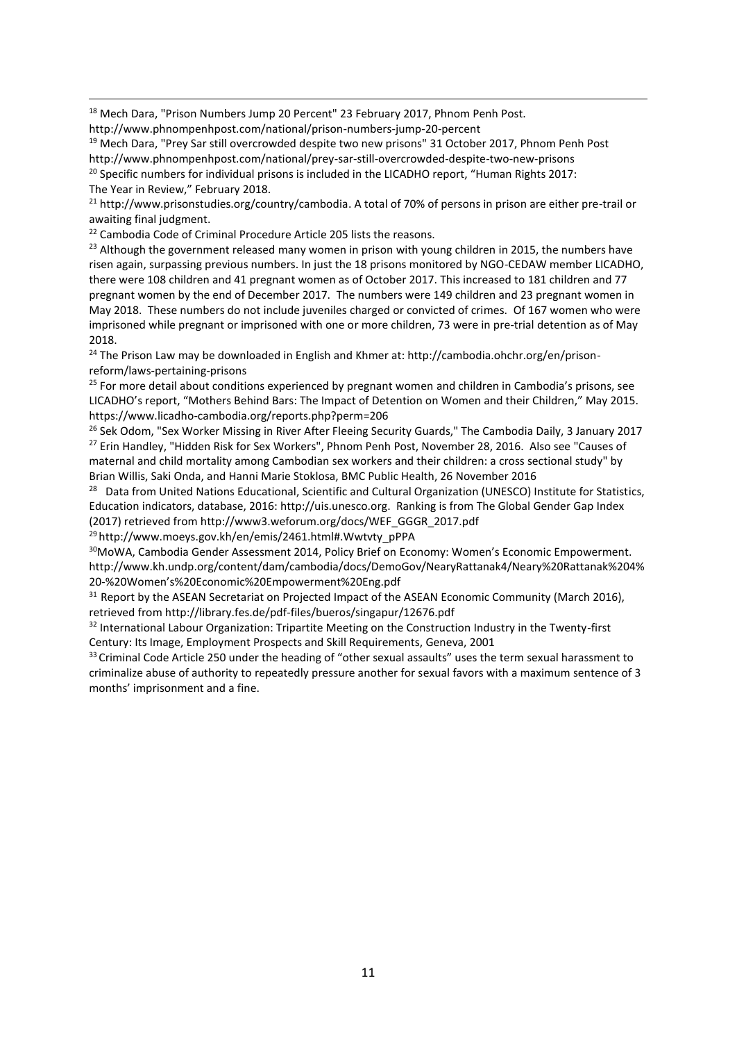[18] Mech Dara, "Prison Numbers Jump 20 Percent" 23 February 2017, Phnom Penh Post. http://www.phnompenhpost.com/national/prison-numbers-jump-20-percent

[19] Mech Dara, "Prey Sar still overcrowded despite two new prisons" 31 October 2017, Phnom Penh Post http://www.phnompenhpost.com/national/prey-sar-still-overcrowded-despite-two-new-prisons

[20] Specific numbers for individual prisons is included in the LICADHO report, "Human Rights 2017: The Year in Review," February 2018.

[21] http://www.prisonstudies.org/country/cambodia. A total of 70% of persons in prison are either pre-trail or awaiting final judgment.

[22] Cambodia Code of Criminal Procedure Article 205 lists the reasons.

[23] Although the government released many women in prison with young children in 2015, the numbers have risen again, surpassing previous numbers. In just the 18 prisons monitored by NGO-CEDAW member LICADHO, there were 108 children and 41 pregnant women as of October 2017. This increased to 181 children and 77 pregnant women by the end of December 2017. The numbers were 149 children and 23 pregnant women in May 2018. These numbers do not include juveniles charged or convicted of crimes. Of 167 women who were imprisoned while pregnant or imprisoned with one or more children, 73 were in pre-trial detention as of May 2018.

[24] The Prison Law may be downloaded in English and Khmer at: http://cambodia.ohchr.org/en/prison-reform/laws-pertaining-prisons

[25] For more detail about conditions experienced by pregnant women and children in Cambodia's prisons, see LICADHO's report, "Mothers Behind Bars: The Impact of Detention on Women and their Children," May 2015. https://www.licadho-cambodia.org/reports.php?perm=206

[26] Sek Odom, "Sex Worker Missing in River After Fleeing Security Guards," The Cambodia Daily, 3 January 2017

[27] Erin Handley, "Hidden Risk for Sex Workers", Phnom Penh Post, November 28, 2016. Also see "Causes of maternal and child mortality among Cambodian sex workers and their children: a cross sectional study" by Brian Willis, Saki Onda, and Hanni Marie Stoklosa, BMC Public Health, 26 November 2016

[28] Data from United Nations Educational, Scientific and Cultural Organization (UNESCO) Institute for Statistics, Education indicators, database, 2016: http://uis.unesco.org. Ranking is from The Global Gender Gap Index (2017) retrieved from http://www3.weforum.org/docs/WEF_GGGR_2017.pdf

[29] http://www.moeys.gov.kh/en/emis/2461.html#.Wwtvty_pPPA

[30] MoWA, Cambodia Gender Assessment 2014, Policy Brief on Economy: Women's Economic Empowerment. http://www.kh.undp.org/content/dam/cambodia/docs/DemoGov/NearyRattanak4/Neary%20Rattanak%204%20-%20Women's%20Economic%20Empowerment%20Eng.pdf

[31] Report by the ASEAN Secretariat on Projected Impact of the ASEAN Economic Community (March 2016), retrieved from http://library.fes.de/pdf-files/bueros/singapur/12676.pdf

[32] International Labour Organization: Tripartite Meeting on the Construction Industry in the Twenty-first Century: Its Image, Employment Prospects and Skill Requirements, Geneva, 2001

[33] Criminal Code Article 250 under the heading of "other sexual assaults" uses the term sexual harassment to criminalize abuse of authority to repeatedly pressure another for sexual favors with a maximum sentence of 3 months' imprisonment and a fine.